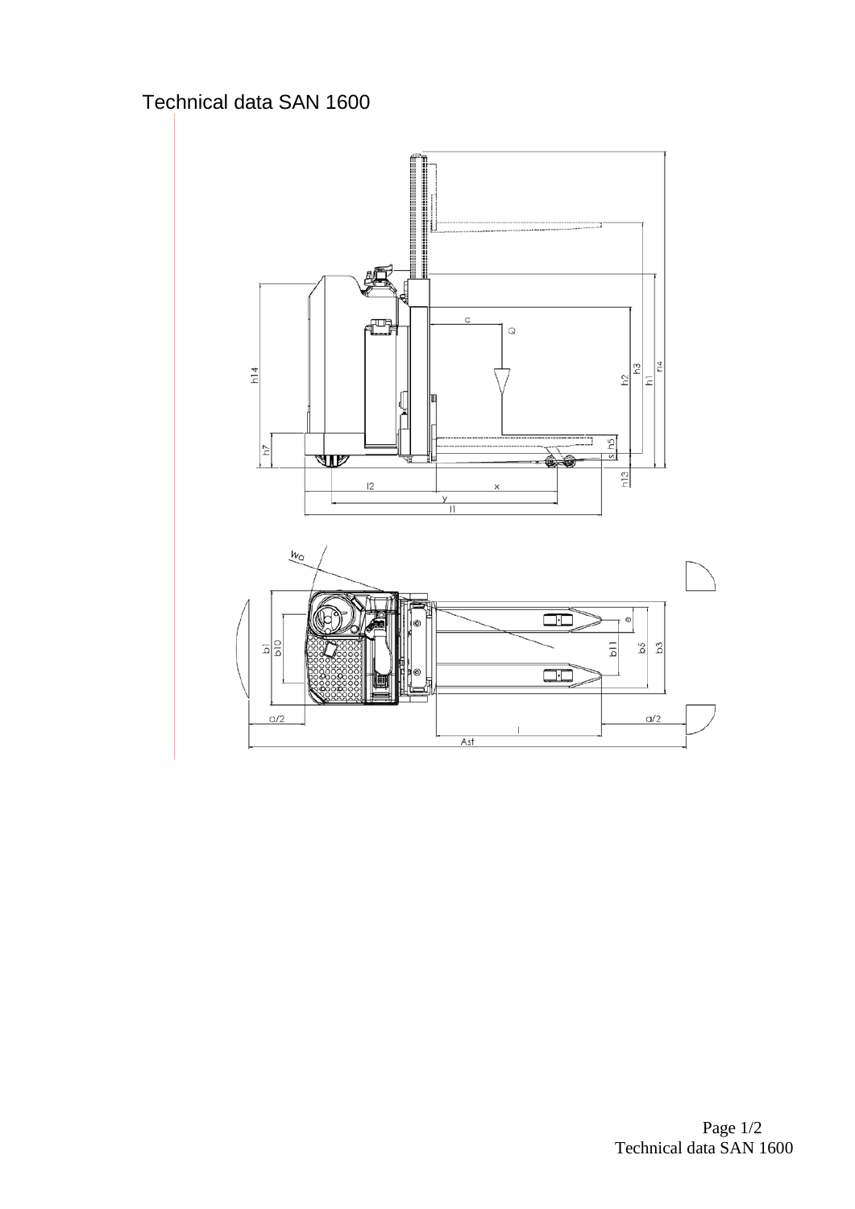# Technical data SAN 1600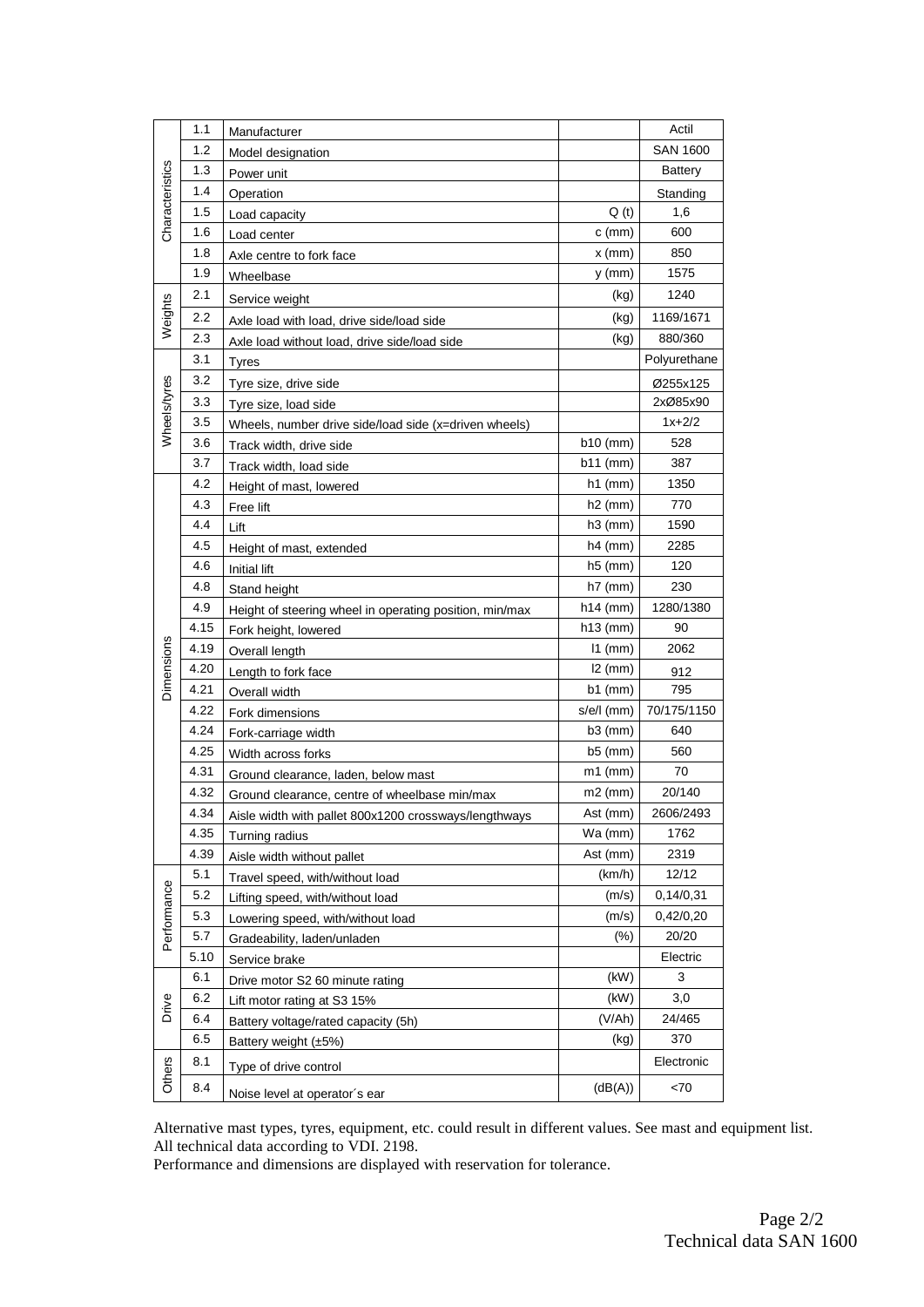| | | | | |
|---|---|---|---|---|
| Characteristics | 1.1 | Manufacturer | | Actil |
| | 1.2 | Model designation | | SAN 1600 |
| | 1.3 | Power unit | | Battery |
| | 1.4 | Operation | | Standing |
| | 1.5 | Load capacity | Q (t) | 1,6 |
| | 1.6 | Load center | c (mm) | 600 |
| | 1.8 | Axle centre to fork face | x (mm) | 850 |
| | 1.9 | Wheelbase | y (mm) | 1575 |
| Weights | 2.1 | Service weight | (kg) | 1240 |
| | 2.2 | Axle load with load, drive side/load side | (kg) | 1169/1671 |
| | 2.3 | Axle load without load, drive side/load side | (kg) | 880/360 |
| Wheels/tyres | 3.1 | Tyres | | Polyurethane |
| | 3.2 | Tyre size, drive side | | Ø255x125 |
| | 3.3 | Tyre size, load side | | 2xØ85x90 |
| | 3.5 | Wheels, number drive side/load side (x=driven wheels) | | 1x+2/2 |
| | 3.6 | Track width, drive side | b10 (mm) | 528 |
| | 3.7 | Track width, load side | b11 (mm) | 387 |
| Dimensions | 4.2 | Height of mast, lowered | h1 (mm) | 1350 |
| | 4.3 | Free lift | h2 (mm) | 770 |
| | 4.4 | Lift | h3 (mm) | 1590 |
| | 4.5 | Height of mast, extended | h4 (mm) | 2285 |
| | 4.6 | Initial lift | h5 (mm) | 120 |
| | 4.8 | Stand height | h7 (mm) | 230 |
| | 4.9 | Height of steering wheel in operating position, min/max | h14 (mm) | 1280/1380 |
| | 4.15 | Fork height, lowered | h13 (mm) | 90 |
| | 4.19 | Overall length | l1 (mm) | 2062 |
| | 4.20 | Length to fork face | l2 (mm) | 912 |
| | 4.21 | Overall width | b1 (mm) | 795 |
| | 4.22 | Fork dimensions | s/e/l (mm) | 70/175/1150 |
| | 4.24 | Fork-carriage width | b3 (mm) | 640 |
| | 4.25 | Width across forks | b5 (mm) | 560 |
| | 4.31 | Ground clearance, laden, below mast | m1 (mm) | 70 |
| | 4.32 | Ground clearance, centre of wheelbase min/max | m2 (mm) | 20/140 |
| | 4.34 | Aisle width with pallet 800x1200 crossways/lengthways | Ast (mm) | 2606/2493 |
| | 4.35 | Turning radius | Wa (mm) | 1762 |
| | 4.39 | Aisle width without pallet | Ast (mm) | 2319 |
| Perfomance | 5.1 | Travel speed, with/without load | (km/h) | 12/12 |
| | 5.2 | Lifting speed, with/without load | (m/s) | 0,14/0,31 |
| | 5.3 | Lowering speed, with/without load | (m/s) | 0,42/0,20 |
| | 5.7 | Gradeability, laden/unladen | (%) | 20/20 |
| | 5.10 | Service brake | | Electric |
| Drive | 6.1 | Drive motor S2 60 minute rating | (kW) | 3 |
| | 6.2 | Lift motor rating at S3 15% | (kW) | 3,0 |
| | 6.4 | Battery voltage/rated capacity (5h) | (V/Ah) | 24/465 |
| | 6.5 | Battery weight (±5%) | (kg) | 370 |
| Others | 8.1 | Type of drive control | | Electronic |
| | 8.4 | Noise level at operator´s ear | (dB(A)) | <70 |

Alternative mast types, tyres, equipment, etc. could result in different values. See mast and equipment list.
All technical data according to VDI. 2198.
Performance and dimensions are displayed with reservation for tolerance.

Technical data SAN 1600